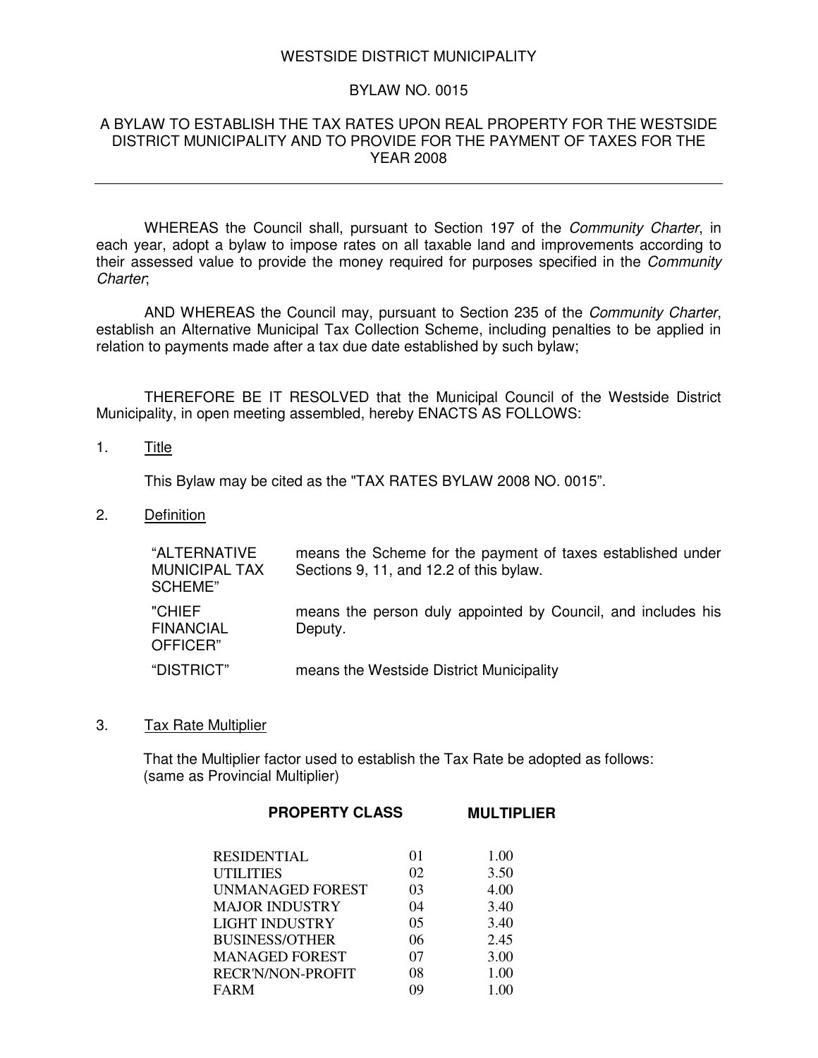WESTSIDE DISTRICT MUNICIPALITY

BYLAW NO. 0015

A BYLAW TO ESTABLISH THE TAX RATES UPON REAL PROPERTY FOR THE WESTSIDE DISTRICT MUNICIPALITY AND TO PROVIDE FOR THE PAYMENT OF TAXES FOR THE YEAR 2008

---

WHEREAS the Council shall, pursuant to Section 197 of the *Community Charter*, in each year, adopt a bylaw to impose rates on all taxable land and improvements according to their assessed value to provide the money required for purposes specified in the *Community Charter*;

AND WHEREAS the Council may, pursuant to Section 235 of the *Community Charter*, establish an Alternative Municipal Tax Collection Scheme, including penalties to be applied in relation to payments made after a tax due date established by such bylaw;

THEREFORE BE IT RESOLVED that the Municipal Council of the Westside District Municipality, in open meeting assembled, hereby ENACTS AS FOLLOWS:

1. Title

   This Bylaw may be cited as the "TAX RATES BYLAW 2008 NO. 0015".

2. Definition

| | |
|---|---|
| "ALTERNATIVE MUNICIPAL TAX SCHEME" | means the Scheme for the payment of taxes established under Sections 9, 11, and 12.2 of this bylaw. |
| "CHIEF FINANCIAL OFFICER" | means the person duly appointed by Council, and includes his Deputy. |
| "DISTRICT" | means the Westside District Municipality |

3. Tax Rate Multiplier

   That the Multiplier factor used to establish the Tax Rate be adopted as follows:
   (same as Provincial Multiplier)

| **PROPERTY CLASS** | | **MULTIPLIER** |
|---|---|---|
| RESIDENTIAL | 01 | 1.00 |
| UTILITIES | 02 | 3.50 |
| UNMANAGED FOREST | 03 | 4.00 |
| MAJOR INDUSTRY | 04 | 3.40 |
| LIGHT INDUSTRY | 05 | 3.40 |
| BUSINESS/OTHER | 06 | 2.45 |
| MANAGED FOREST | 07 | 3.00 |
| RECR'N/NON-PROFIT | 08 | 1.00 |
| FARM | 09 | 1.00 |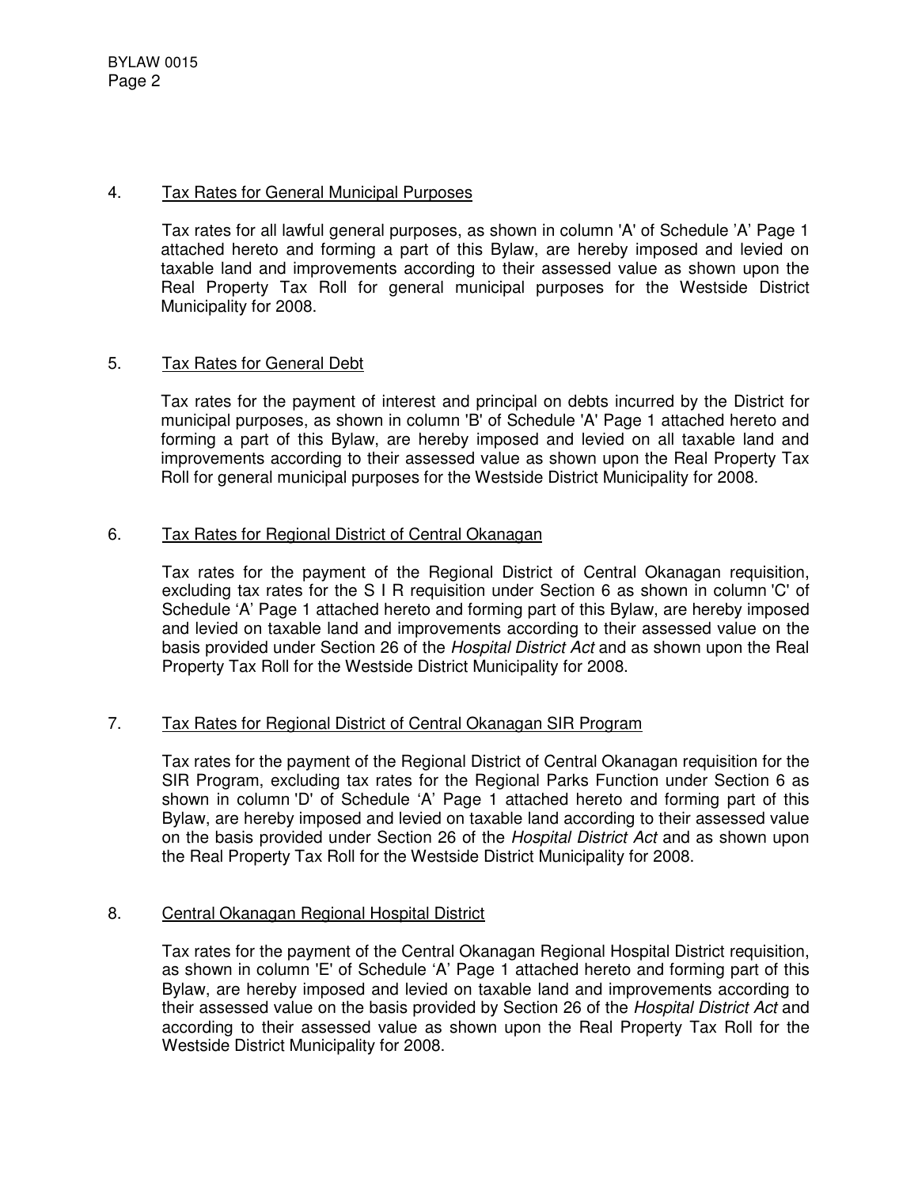4. Tax Rates for General Municipal Purposes

Tax rates for all lawful general purposes, as shown in column 'A' of Schedule 'A' Page 1 attached hereto and forming a part of this Bylaw, are hereby imposed and levied on taxable land and improvements according to their assessed value as shown upon the Real Property Tax Roll for general municipal purposes for the Westside District Municipality for 2008.

5. Tax Rates for General Debt

Tax rates for the payment of interest and principal on debts incurred by the District for municipal purposes, as shown in column 'B' of Schedule 'A' Page 1 attached hereto and forming a part of this Bylaw, are hereby imposed and levied on all taxable land and improvements according to their assessed value as shown upon the Real Property Tax Roll for general municipal purposes for the Westside District Municipality for 2008.

6. Tax Rates for Regional District of Central Okanagan

Tax rates for the payment of the Regional District of Central Okanagan requisition, excluding tax rates for the S I R requisition under Section 6 as shown in column 'C' of Schedule 'A' Page 1 attached hereto and forming part of this Bylaw, are hereby imposed and levied on taxable land and improvements according to their assessed value on the basis provided under Section 26 of the *Hospital District Act* and as shown upon the Real Property Tax Roll for the Westside District Municipality for 2008.

7. Tax Rates for Regional District of Central Okanagan SIR Program

Tax rates for the payment of the Regional District of Central Okanagan requisition for the SIR Program, excluding tax rates for the Regional Parks Function under Section 6 as shown in column 'D' of Schedule 'A' Page 1 attached hereto and forming part of this Bylaw, are hereby imposed and levied on taxable land according to their assessed value on the basis provided under Section 26 of the *Hospital District Act* and as shown upon the Real Property Tax Roll for the Westside District Municipality for 2008.

8. Central Okanagan Regional Hospital District

Tax rates for the payment of the Central Okanagan Regional Hospital District requisition, as shown in column 'E' of Schedule 'A' Page 1 attached hereto and forming part of this Bylaw, are hereby imposed and levied on taxable land and improvements according to their assessed value on the basis provided by Section 26 of the *Hospital District Act* and according to their assessed value as shown upon the Real Property Tax Roll for the Westside District Municipality for 2008.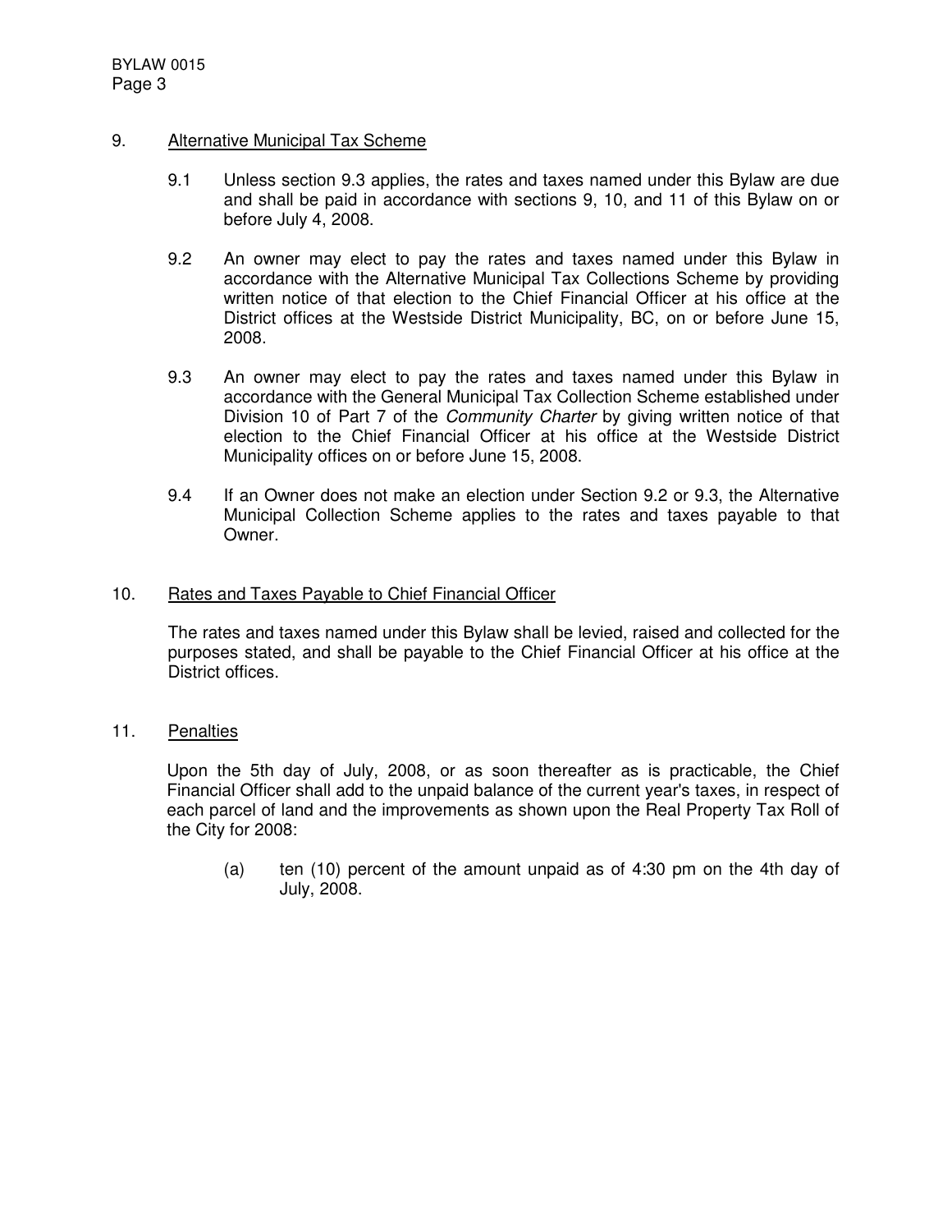## 9. Alternative Municipal Tax Scheme

9.1 Unless section 9.3 applies, the rates and taxes named under this Bylaw are due and shall be paid in accordance with sections 9, 10, and 11 of this Bylaw on or before July 4, 2008.

9.2 An owner may elect to pay the rates and taxes named under this Bylaw in accordance with the Alternative Municipal Tax Collections Scheme by providing written notice of that election to the Chief Financial Officer at his office at the District offices at the Westside District Municipality, BC, on or before June 15, 2008.

9.3 An owner may elect to pay the rates and taxes named under this Bylaw in accordance with the General Municipal Tax Collection Scheme established under Division 10 of Part 7 of the *Community Charter* by giving written notice of that election to the Chief Financial Officer at his office at the Westside District Municipality offices on or before June 15, 2008.

9.4 If an Owner does not make an election under Section 9.2 or 9.3, the Alternative Municipal Collection Scheme applies to the rates and taxes payable to that Owner.

## 10. Rates and Taxes Payable to Chief Financial Officer

The rates and taxes named under this Bylaw shall be levied, raised and collected for the purposes stated, and shall be payable to the Chief Financial Officer at his office at the District offices.

## 11. Penalties

Upon the 5th day of July, 2008, or as soon thereafter as is practicable, the Chief Financial Officer shall add to the unpaid balance of the current year's taxes, in respect of each parcel of land and the improvements as shown upon the Real Property Tax Roll of the City for 2008:

(a) ten (10) percent of the amount unpaid as of 4:30 pm on the 4th day of July, 2008.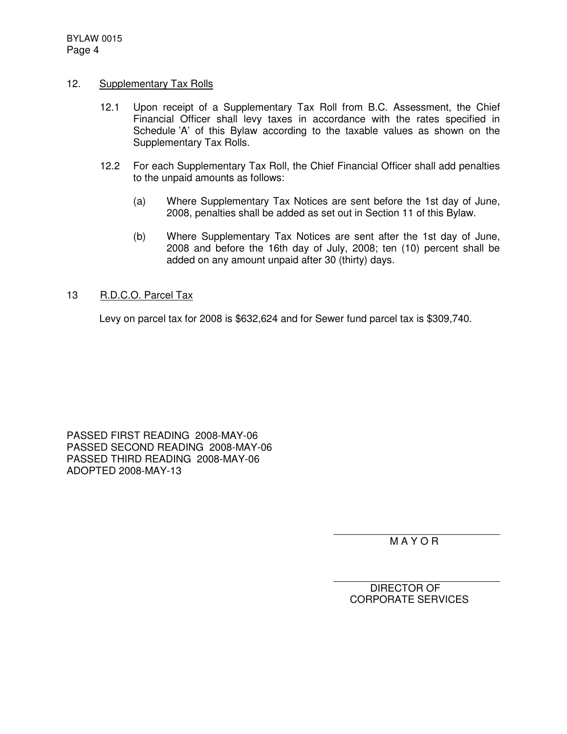## 12. Supplementary Tax Rolls

12.1 Upon receipt of a Supplementary Tax Roll from B.C. Assessment, the Chief Financial Officer shall levy taxes in accordance with the rates specified in Schedule 'A' of this Bylaw according to the taxable values as shown on the Supplementary Tax Rolls.

12.2 For each Supplementary Tax Roll, the Chief Financial Officer shall add penalties to the unpaid amounts as follows:

(a) Where Supplementary Tax Notices are sent before the 1st day of June, 2008, penalties shall be added as set out in Section 11 of this Bylaw.

(b) Where Supplementary Tax Notices are sent after the 1st day of June, 2008 and before the 16th day of July, 2008; ten (10) percent shall be added on any amount unpaid after 30 (thirty) days.

## 13 R.D.C.O. Parcel Tax

Levy on parcel tax for 2008 is $632,624 and for Sewer fund parcel tax is $309,740.

PASSED FIRST READING 2008-MAY-06
PASSED SECOND READING 2008-MAY-06
PASSED THIRD READING 2008-MAY-06
ADOPTED 2008-MAY-13

MAYOR

DIRECTOR OF CORPORATE SERVICES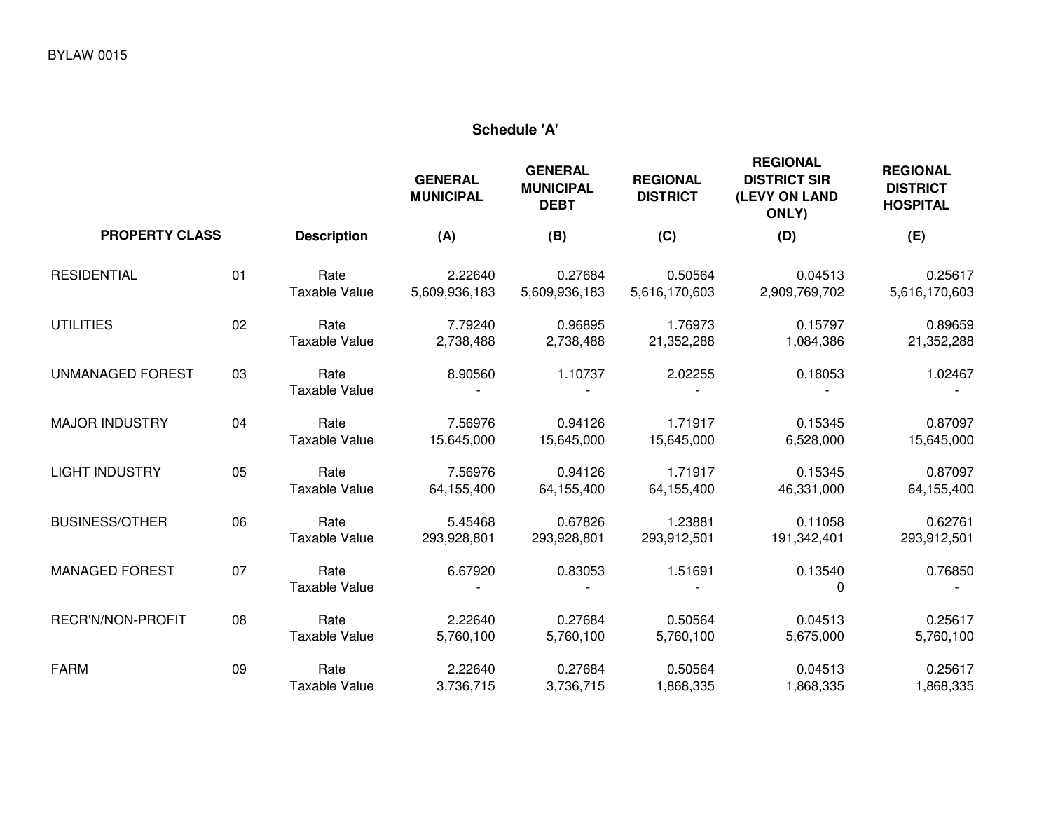BYLAW 0015

## Schedule 'A'

| PROPERTY CLASS | | Description | GENERAL MUNICIPAL (A) | GENERAL MUNICIPAL DEBT (B) | REGIONAL DISTRICT (C) | REGIONAL DISTRICT SIR (LEVY ON LAND ONLY) (D) | REGIONAL DISTRICT HOSPITAL (E) |
|---|---|---|---|---|---|---|---|
| RESIDENTIAL | 01 | Rate | 2.22640 | 0.27684 | 0.50564 | 0.04513 | 0.25617 |
| | | Taxable Value | 5,609,936,183 | 5,609,936,183 | 5,616,170,603 | 2,909,769,702 | 5,616,170,603 |
| UTILITIES | 02 | Rate | 7.79240 | 0.96895 | 1.76973 | 0.15797 | 0.89659 |
| | | Taxable Value | 2,738,488 | 2,738,488 | 21,352,288 | 1,084,386 | 21,352,288 |
| UNMANAGED FOREST | 03 | Rate | 8.90560 | 1.10737 | 2.02255 | 0.18053 | 1.02467 |
| | | Taxable Value | - | - | - | - | - |
| MAJOR INDUSTRY | 04 | Rate | 7.56976 | 0.94126 | 1.71917 | 0.15345 | 0.87097 |
| | | Taxable Value | 15,645,000 | 15,645,000 | 15,645,000 | 6,528,000 | 15,645,000 |
| LIGHT INDUSTRY | 05 | Rate | 7.56976 | 0.94126 | 1.71917 | 0.15345 | 0.87097 |
| | | Taxable Value | 64,155,400 | 64,155,400 | 64,155,400 | 46,331,000 | 64,155,400 |
| BUSINESS/OTHER | 06 | Rate | 5.45468 | 0.67826 | 1.23881 | 0.11058 | 0.62761 |
| | | Taxable Value | 293,928,801 | 293,928,801 | 293,912,501 | 191,342,401 | 293,912,501 |
| MANAGED FOREST | 07 | Rate | 6.67920 | 0.83053 | 1.51691 | 0.13540 | 0.76850 |
| | | Taxable Value | - | - | - | 0 | - |
| RECR'N/NON-PROFIT | 08 | Rate | 2.22640 | 0.27684 | 0.50564 | 0.04513 | 0.25617 |
| | | Taxable Value | 5,760,100 | 5,760,100 | 5,760,100 | 5,675,000 | 5,760,100 |
| FARM | 09 | Rate | 2.22640 | 0.27684 | 0.50564 | 0.04513 | 0.25617 |
| | | Taxable Value | 3,736,715 | 3,736,715 | 1,868,335 | 1,868,335 | 1,868,335 |